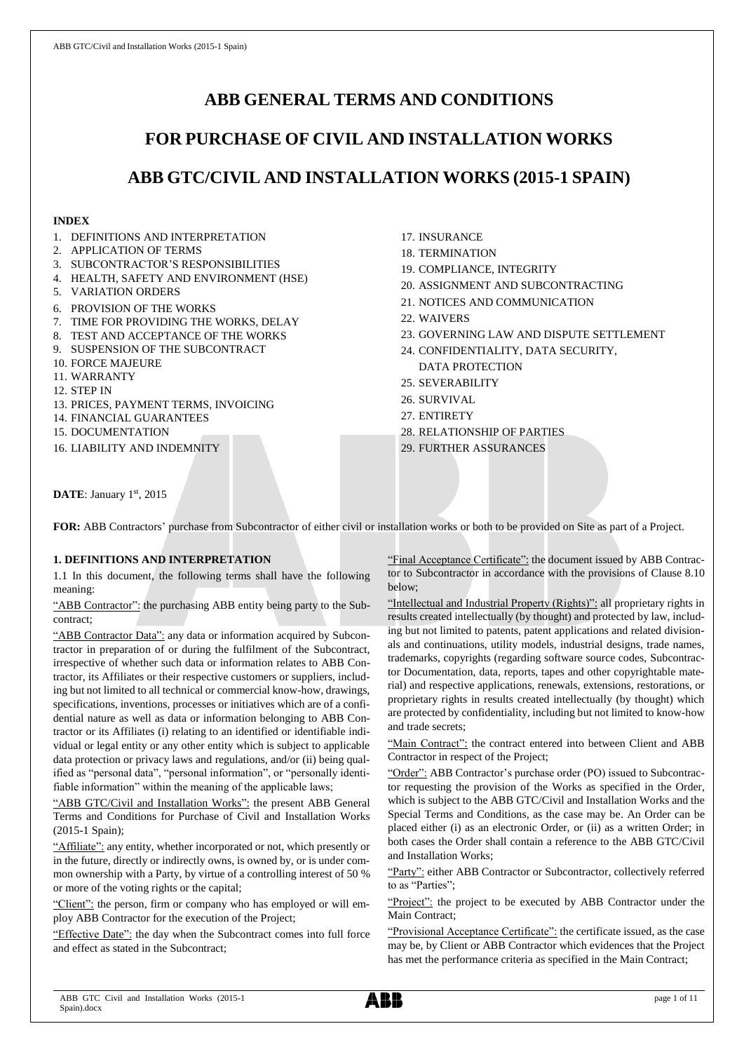# ABB GENERAL TERMS AND CONDITIONS

# FOR PURCHASE OF CIVIL AND INSTALLATION WORKS

# ABB GTC/CIVIL AND INSTALLATION WORKS (2015-1 SPAIN)

**INDEX**

1. DEFINITIONS AND INTERPRETATION
2. APPLICATION OF TERMS
3. SUBCONTRACTOR'S RESPONSIBILITIES
4. HEALTH, SAFETY AND ENVIRONMENT (HSE)
5. VARIATION ORDERS
6. PROVISION OF THE WORKS
7. TIME FOR PROVIDING THE WORKS, DELAY
8. TEST AND ACCEPTANCE OF THE WORKS
9. SUSPENSION OF THE SUBCONTRACT
10. FORCE MAJEURE
11. WARRANTY
12. STEP IN
13. PRICES, PAYMENT TERMS, INVOICING
14. FINANCIAL GUARANTEES
15. DOCUMENTATION
16. LIABILITY AND INDEMNITY
17. INSURANCE
18. TERMINATION
19. COMPLIANCE, INTEGRITY
20. ASSIGNMENT AND SUBCONTRACTING
21. NOTICES AND COMMUNICATION
22. WAIVERS
23. GOVERNING LAW AND DISPUTE SETTLEMENT
24. CONFIDENTIALITY, DATA SECURITY, DATA PROTECTION
25. SEVERABILITY
26. SURVIVAL
27. ENTIRETY
28. RELATIONSHIP OF PARTIES
29. FURTHER ASSURANCES

**DATE**: January 1st, 2015

**FOR:** ABB Contractors' purchase from Subcontractor of either civil or installation works or both to be provided on Site as part of a Project.

**1. DEFINITIONS AND INTERPRETATION**

1.1 In this document, the following terms shall have the following meaning:

"ABB Contractor": the purchasing ABB entity being party to the Subcontract;

"ABB Contractor Data": any data or information acquired by Subcontractor in preparation of or during the fulfilment of the Subcontract, irrespective of whether such data or information relates to ABB Contractor, its Affiliates or their respective customers or suppliers, including but not limited to all technical or commercial know-how, drawings, specifications, inventions, processes or initiatives which are of a confidential nature as well as data or information belonging to ABB Contractor or its Affiliates (i) relating to an identified or identifiable individual or legal entity or any other entity which is subject to applicable data protection or privacy laws and regulations, and/or (ii) being qualified as "personal data", "personal information", or "personally identifiable information" within the meaning of the applicable laws;

"ABB GTC/Civil and Installation Works": the present ABB General Terms and Conditions for Purchase of Civil and Installation Works (2015-1 Spain);

"Affiliate": any entity, whether incorporated or not, which presently or in the future, directly or indirectly owns, is owned by, or is under common ownership with a Party, by virtue of a controlling interest of 50 % or more of the voting rights or the capital;

"Client": the person, firm or company who has employed or will employ ABB Contractor for the execution of the Project;

"Effective Date": the day when the Subcontract comes into full force and effect as stated in the Subcontract;

"Final Acceptance Certificate": the document issued by ABB Contractor to Subcontractor in accordance with the provisions of Clause 8.10 below;

"Intellectual and Industrial Property (Rights)": all proprietary rights in results created intellectually (by thought) and protected by law, including but not limited to patents, patent applications and related divisionals and continuations, utility models, industrial designs, trade names, trademarks, copyrights (regarding software source codes, Subcontractor Documentation, data, reports, tapes and other copyrightable material) and respective applications, renewals, extensions, restorations, or proprietary rights in results created intellectually (by thought) which are protected by confidentiality, including but not limited to know-how and trade secrets;

"Main Contract": the contract entered into between Client and ABB Contractor in respect of the Project;

"Order": ABB Contractor's purchase order (PO) issued to Subcontractor requesting the provision of the Works as specified in the Order, which is subject to the ABB GTC/Civil and Installation Works and the Special Terms and Conditions, as the case may be. An Order can be placed either (i) as an electronic Order, or (ii) as a written Order; in both cases the Order shall contain a reference to the ABB GTC/Civil and Installation Works;

"Party": either ABB Contractor or Subcontractor, collectively referred to as "Parties";

"Project": the project to be executed by ABB Contractor under the Main Contract;

"Provisional Acceptance Certificate": the certificate issued, as the case may be, by Client or ABB Contractor which evidences that the Project has met the performance criteria as specified in the Main Contract;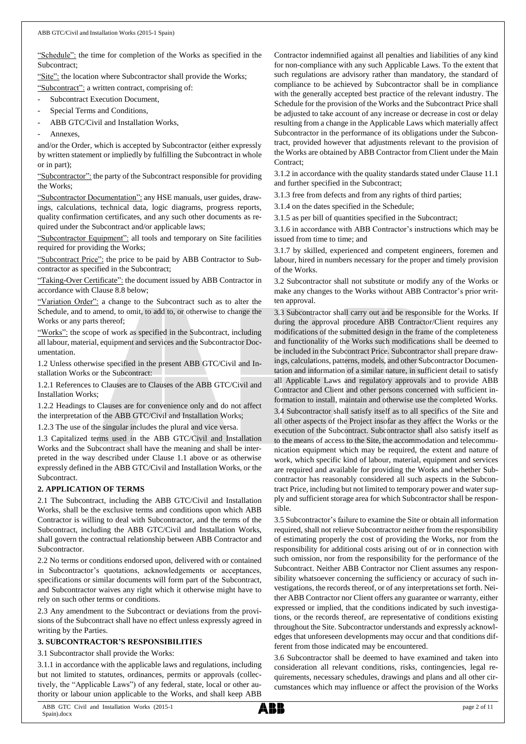"Schedule": the time for completion of the Works as specified in the Subcontract;

"Site": the location where Subcontractor shall provide the Works;

"Subcontract": a written contract, comprising of:

- Subcontract Execution Document,
- Special Terms and Conditions,
- ABB GTC/Civil and Installation Works,
- Annexes,

and/or the Order, which is accepted by Subcontractor (either expressly by written statement or impliedly by fulfilling the Subcontract in whole or in part);

"Subcontractor": the party of the Subcontract responsible for providing the Works;

"Subcontractor Documentation": any HSE manuals, user guides, drawings, calculations, technical data, logic diagrams, progress reports, quality confirmation certificates, and any such other documents as required under the Subcontract and/or applicable laws;

"Subcontractor Equipment": all tools and temporary on Site facilities required for providing the Works;

"Subcontract Price": the price to be paid by ABB Contractor to Subcontractor as specified in the Subcontract;

"Taking-Over Certificate": the document issued by ABB Contractor in accordance with Clause 8.8 below;

"Variation Order": a change to the Subcontract such as to alter the Schedule, and to amend, to omit, to add to, or otherwise to change the Works or any parts thereof;

"Works": the scope of work as specified in the Subcontract, including all labour, material, equipment and services and the Subcontractor Documentation.

1.2 Unless otherwise specified in the present ABB GTC/Civil and Installation Works or the Subcontract:

1.2.1 References to Clauses are to Clauses of the ABB GTC/Civil and Installation Works;

1.2.2 Headings to Clauses are for convenience only and do not affect the interpretation of the ABB GTC/Civil and Installation Works;

1.2.3 The use of the singular includes the plural and vice versa.

1.3 Capitalized terms used in the ABB GTC/Civil and Installation Works and the Subcontract shall have the meaning and shall be interpreted in the way described under Clause 1.1 above or as otherwise expressly defined in the ABB GTC/Civil and Installation Works, or the Subcontract.

## 2. APPLICATION OF TERMS

2.1 The Subcontract, including the ABB GTC/Civil and Installation Works, shall be the exclusive terms and conditions upon which ABB Contractor is willing to deal with Subcontractor, and the terms of the Subcontract, including the ABB GTC/Civil and Installation Works, shall govern the contractual relationship between ABB Contractor and Subcontractor.

2.2 No terms or conditions endorsed upon, delivered with or contained in Subcontractor's quotations, acknowledgements or acceptances, specifications or similar documents will form part of the Subcontract, and Subcontractor waives any right which it otherwise might have to rely on such other terms or conditions.

2.3 Any amendment to the Subcontract or deviations from the provisions of the Subcontract shall have no effect unless expressly agreed in writing by the Parties.

## 3. SUBCONTRACTOR'S RESPONSIBILITIES

3.1 Subcontractor shall provide the Works:

3.1.1 in accordance with the applicable laws and regulations, including but not limited to statutes, ordinances, permits or approvals (collectively, the "Applicable Laws") of any federal, state, local or other authority or labour union applicable to the Works, and shall keep ABB Contractor indemnified against all penalties and liabilities of any kind for non-compliance with any such Applicable Laws. To the extent that such regulations are advisory rather than mandatory, the standard of compliance to be achieved by Subcontractor shall be in compliance with the generally accepted best practice of the relevant industry. The Schedule for the provision of the Works and the Subcontract Price shall be adjusted to take account of any increase or decrease in cost or delay resulting from a change in the Applicable Laws which materially affect Subcontractor in the performance of its obligations under the Subcontract, provided however that adjustments relevant to the provision of the Works are obtained by ABB Contractor from Client under the Main Contract;

3.1.2 in accordance with the quality standards stated under Clause 11.1 and further specified in the Subcontract;

3.1.3 free from defects and from any rights of third parties;

3.1.4 on the dates specified in the Schedule;

3.1.5 as per bill of quantities specified in the Subcontract;

3.1.6 in accordance with ABB Contractor's instructions which may be issued from time to time; and

3.1.7 by skilled, experienced and competent engineers, foremen and labour, hired in numbers necessary for the proper and timely provision of the Works.

3.2 Subcontractor shall not substitute or modify any of the Works or make any changes to the Works without ABB Contractor's prior written approval.

3.3 Subcontractor shall carry out and be responsible for the Works. If during the approval procedure ABB Contractor/Client requires any modifications of the submitted design in the frame of the completeness and functionality of the Works such modifications shall be deemed to be included in the Subcontract Price. Subcontractor shall prepare drawings, calculations, patterns, models, and other Subcontractor Documentation and information of a similar nature, in sufficient detail to satisfy all Applicable Laws and regulatory approvals and to provide ABB Contractor and Client and other persons concerned with sufficient information to install, maintain and otherwise use the completed Works.

3.4 Subcontractor shall satisfy itself as to all specifics of the Site and all other aspects of the Project insofar as they affect the Works or the execution of the Subcontract. Subcontractor shall also satisfy itself as to the means of access to the Site, the accommodation and telecommunication equipment which may be required, the extent and nature of work, which specific kind of labour, material, equipment and services are required and available for providing the Works and whether Subcontractor has reasonably considered all such aspects in the Subcontract Price, including but not limited to temporary power and water supply and sufficient storage area for which Subcontractor shall be responsible.

3.5 Subcontractor's failure to examine the Site or obtain all information required, shall not relieve Subcontractor neither from the responsibility of estimating properly the cost of providing the Works, nor from the responsibility for additional costs arising out of or in connection with such omission, nor from the responsibility for the performance of the Subcontract. Neither ABB Contractor nor Client assumes any responsibility whatsoever concerning the sufficiency or accuracy of such investigations, the records thereof, or of any interpretations set forth. Neither ABB Contractor nor Client offers any guarantee or warranty, either expressed or implied, that the conditions indicated by such investigations, or the records thereof, are representative of conditions existing throughout the Site. Subcontractor understands and expressly acknowledges that unforeseen developments may occur and that conditions different from those indicated may be encountered.

3.6 Subcontractor shall be deemed to have examined and taken into consideration all relevant conditions, risks, contingencies, legal requirements, necessary schedules, drawings and plans and all other circumstances which may influence or affect the provision of the Works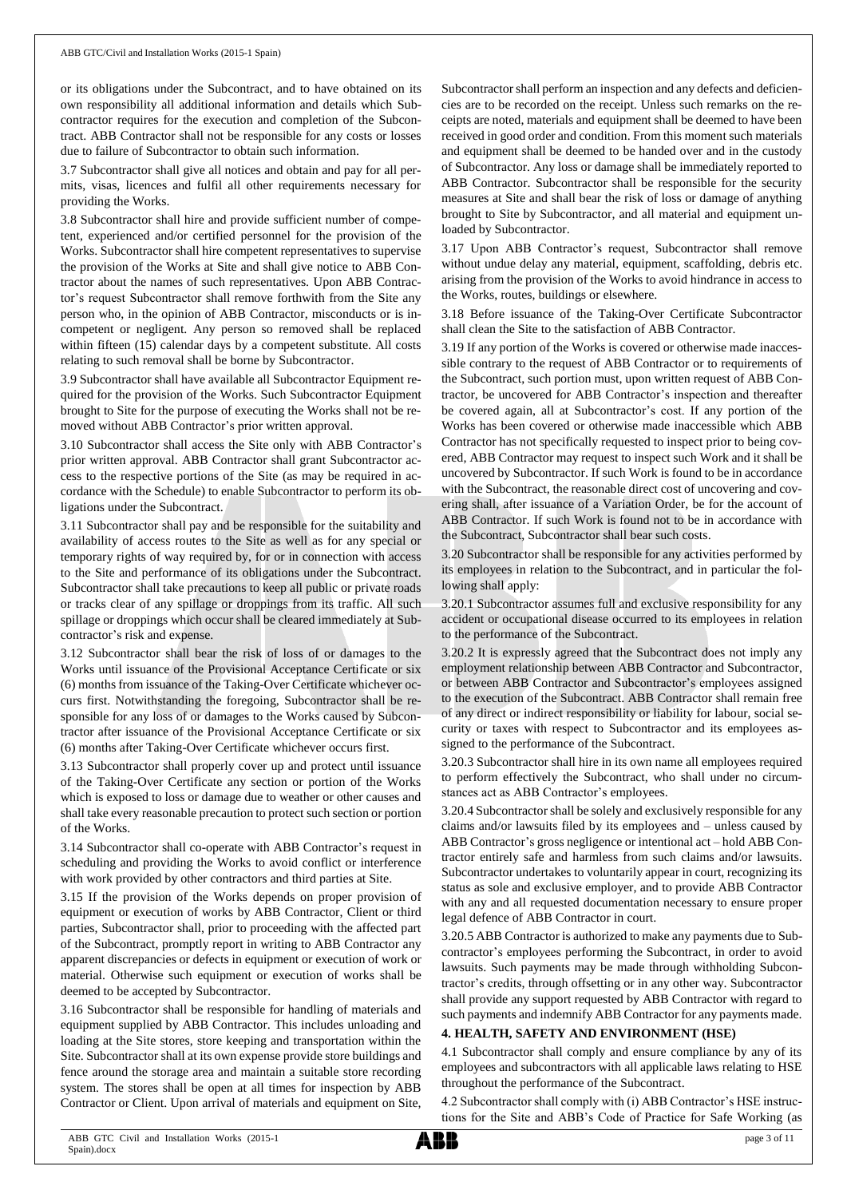or its obligations under the Subcontract, and to have obtained on its own responsibility all additional information and details which Subcontractor requires for the execution and completion of the Subcontract. ABB Contractor shall not be responsible for any costs or losses due to failure of Subcontractor to obtain such information.

3.7 Subcontractor shall give all notices and obtain and pay for all permits, visas, licences and fulfil all other requirements necessary for providing the Works.

3.8 Subcontractor shall hire and provide sufficient number of competent, experienced and/or certified personnel for the provision of the Works. Subcontractor shall hire competent representatives to supervise the provision of the Works at Site and shall give notice to ABB Contractor about the names of such representatives. Upon ABB Contractor's request Subcontractor shall remove forthwith from the Site any person who, in the opinion of ABB Contractor, misconducts or is incompetent or negligent. Any person so removed shall be replaced within fifteen (15) calendar days by a competent substitute. All costs relating to such removal shall be borne by Subcontractor.

3.9 Subcontractor shall have available all Subcontractor Equipment required for the provision of the Works. Such Subcontractor Equipment brought to Site for the purpose of executing the Works shall not be removed without ABB Contractor's prior written approval.

3.10 Subcontractor shall access the Site only with ABB Contractor's prior written approval. ABB Contractor shall grant Subcontractor access to the respective portions of the Site (as may be required in accordance with the Schedule) to enable Subcontractor to perform its obligations under the Subcontract.

3.11 Subcontractor shall pay and be responsible for the suitability and availability of access routes to the Site as well as for any special or temporary rights of way required by, for or in connection with access to the Site and performance of its obligations under the Subcontract. Subcontractor shall take precautions to keep all public or private roads or tracks clear of any spillage or droppings from its traffic. All such spillage or droppings which occur shall be cleared immediately at Subcontractor's risk and expense.

3.12 Subcontractor shall bear the risk of loss of or damages to the Works until issuance of the Provisional Acceptance Certificate or six (6) months from issuance of the Taking-Over Certificate whichever occurs first. Notwithstanding the foregoing, Subcontractor shall be responsible for any loss of or damages to the Works caused by Subcontractor after issuance of the Provisional Acceptance Certificate or six (6) months after Taking-Over Certificate whichever occurs first.

3.13 Subcontractor shall properly cover up and protect until issuance of the Taking-Over Certificate any section or portion of the Works which is exposed to loss or damage due to weather or other causes and shall take every reasonable precaution to protect such section or portion of the Works.

3.14 Subcontractor shall co-operate with ABB Contractor's request in scheduling and providing the Works to avoid conflict or interference with work provided by other contractors and third parties at Site.

3.15 If the provision of the Works depends on proper provision of equipment or execution of works by ABB Contractor, Client or third parties, Subcontractor shall, prior to proceeding with the affected part of the Subcontract, promptly report in writing to ABB Contractor any apparent discrepancies or defects in equipment or execution of work or material. Otherwise such equipment or execution of works shall be deemed to be accepted by Subcontractor.

3.16 Subcontractor shall be responsible for handling of materials and equipment supplied by ABB Contractor. This includes unloading and loading at the Site stores, store keeping and transportation within the Site. Subcontractor shall at its own expense provide store buildings and fence around the storage area and maintain a suitable store recording system. The stores shall be open at all times for inspection by ABB Contractor or Client. Upon arrival of materials and equipment on Site, Subcontractor shall perform an inspection and any defects and deficiencies are to be recorded on the receipt. Unless such remarks on the receipts are noted, materials and equipment shall be deemed to have been received in good order and condition. From this moment such materials and equipment shall be deemed to be handed over and in the custody of Subcontractor. Any loss or damage shall be immediately reported to ABB Contractor. Subcontractor shall be responsible for the security measures at Site and shall bear the risk of loss or damage of anything brought to Site by Subcontractor, and all material and equipment unloaded by Subcontractor.

3.17 Upon ABB Contractor's request, Subcontractor shall remove without undue delay any material, equipment, scaffolding, debris etc. arising from the provision of the Works to avoid hindrance in access to the Works, routes, buildings or elsewhere.

3.18 Before issuance of the Taking-Over Certificate Subcontractor shall clean the Site to the satisfaction of ABB Contractor.

3.19 If any portion of the Works is covered or otherwise made inaccessible contrary to the request of ABB Contractor or to requirements of the Subcontract, such portion must, upon written request of ABB Contractor, be uncovered for ABB Contractor's inspection and thereafter be covered again, all at Subcontractor's cost. If any portion of the Works has been covered or otherwise made inaccessible which ABB Contractor has not specifically requested to inspect prior to being covered, ABB Contractor may request to inspect such Work and it shall be uncovered by Subcontractor. If such Work is found to be in accordance with the Subcontract, the reasonable direct cost of uncovering and covering shall, after issuance of a Variation Order, be for the account of ABB Contractor. If such Work is found not to be in accordance with the Subcontract, Subcontractor shall bear such costs.

3.20 Subcontractor shall be responsible for any activities performed by its employees in relation to the Subcontract, and in particular the following shall apply:

3.20.1 Subcontractor assumes full and exclusive responsibility for any accident or occupational disease occurred to its employees in relation to the performance of the Subcontract.

3.20.2 It is expressly agreed that the Subcontract does not imply any employment relationship between ABB Contractor and Subcontractor, or between ABB Contractor and Subcontractor's employees assigned to the execution of the Subcontract. ABB Contractor shall remain free of any direct or indirect responsibility or liability for labour, social security or taxes with respect to Subcontractor and its employees assigned to the performance of the Subcontract.

3.20.3 Subcontractor shall hire in its own name all employees required to perform effectively the Subcontract, who shall under no circumstances act as ABB Contractor's employees.

3.20.4 Subcontractor shall be solely and exclusively responsible for any claims and/or lawsuits filed by its employees and – unless caused by ABB Contractor's gross negligence or intentional act – hold ABB Contractor entirely safe and harmless from such claims and/or lawsuits. Subcontractor undertakes to voluntarily appear in court, recognizing its status as sole and exclusive employer, and to provide ABB Contractor with any and all requested documentation necessary to ensure proper legal defence of ABB Contractor in court.

3.20.5 ABB Contractor is authorized to make any payments due to Subcontractor's employees performing the Subcontract, in order to avoid lawsuits. Such payments may be made through withholding Subcontractor's credits, through offsetting or in any other way. Subcontractor shall provide any support requested by ABB Contractor with regard to such payments and indemnify ABB Contractor for any payments made.

## 4. HEALTH, SAFETY AND ENVIRONMENT (HSE)

4.1 Subcontractor shall comply and ensure compliance by any of its employees and subcontractors with all applicable laws relating to HSE throughout the performance of the Subcontract.

4.2 Subcontractor shall comply with (i) ABB Contractor's HSE instructions for the Site and ABB's Code of Practice for Safe Working (as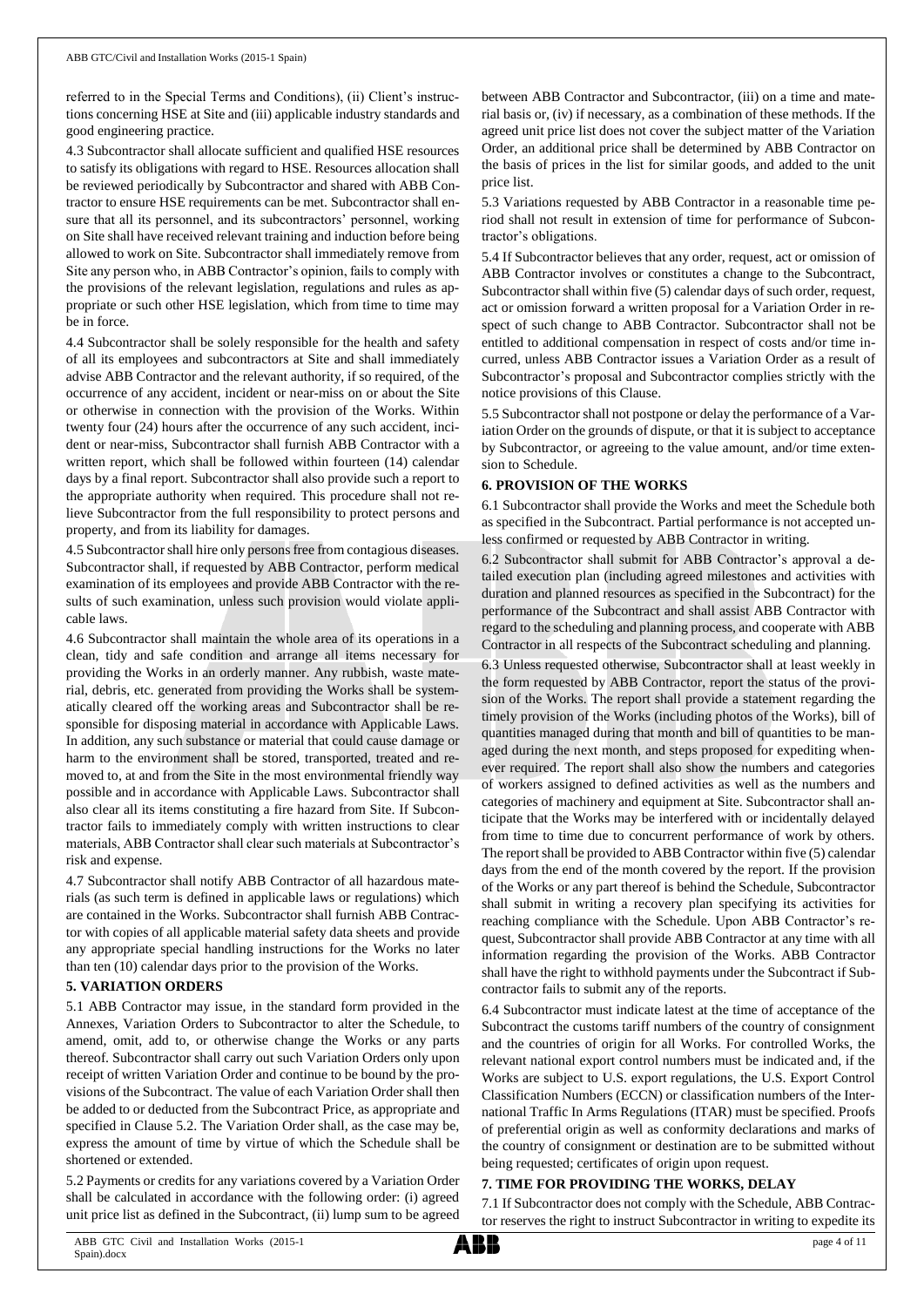referred to in the Special Terms and Conditions), (ii) Client's instructions concerning HSE at Site and (iii) applicable industry standards and good engineering practice.

4.3 Subcontractor shall allocate sufficient and qualified HSE resources to satisfy its obligations with regard to HSE. Resources allocation shall be reviewed periodically by Subcontractor and shared with ABB Contractor to ensure HSE requirements can be met. Subcontractor shall ensure that all its personnel, and its subcontractors' personnel, working on Site shall have received relevant training and induction before being allowed to work on Site. Subcontractor shall immediately remove from Site any person who, in ABB Contractor's opinion, fails to comply with the provisions of the relevant legislation, regulations and rules as appropriate or such other HSE legislation, which from time to time may be in force.

4.4 Subcontractor shall be solely responsible for the health and safety of all its employees and subcontractors at Site and shall immediately advise ABB Contractor and the relevant authority, if so required, of the occurrence of any accident, incident or near-miss on or about the Site or otherwise in connection with the provision of the Works. Within twenty four (24) hours after the occurrence of any such accident, incident or near-miss, Subcontractor shall furnish ABB Contractor with a written report, which shall be followed within fourteen (14) calendar days by a final report. Subcontractor shall also provide such a report to the appropriate authority when required. This procedure shall not relieve Subcontractor from the full responsibility to protect persons and property, and from its liability for damages.

4.5 Subcontractor shall hire only persons free from contagious diseases. Subcontractor shall, if requested by ABB Contractor, perform medical examination of its employees and provide ABB Contractor with the results of such examination, unless such provision would violate applicable laws.

4.6 Subcontractor shall maintain the whole area of its operations in a clean, tidy and safe condition and arrange all items necessary for providing the Works in an orderly manner. Any rubbish, waste material, debris, etc. generated from providing the Works shall be systematically cleared off the working areas and Subcontractor shall be responsible for disposing material in accordance with Applicable Laws. In addition, any such substance or material that could cause damage or harm to the environment shall be stored, transported, treated and removed to, at and from the Site in the most environmental friendly way possible and in accordance with Applicable Laws. Subcontractor shall also clear all its items constituting a fire hazard from Site. If Subcontractor fails to immediately comply with written instructions to clear materials, ABB Contractor shall clear such materials at Subcontractor's risk and expense.

4.7 Subcontractor shall notify ABB Contractor of all hazardous materials (as such term is defined in applicable laws or regulations) which are contained in the Works. Subcontractor shall furnish ABB Contractor with copies of all applicable material safety data sheets and provide any appropriate special handling instructions for the Works no later than ten (10) calendar days prior to the provision of the Works.

**5. VARIATION ORDERS**

5.1 ABB Contractor may issue, in the standard form provided in the Annexes, Variation Orders to Subcontractor to alter the Schedule, to amend, omit, add to, or otherwise change the Works or any parts thereof. Subcontractor shall carry out such Variation Orders only upon receipt of written Variation Order and continue to be bound by the provisions of the Subcontract. The value of each Variation Order shall then be added to or deducted from the Subcontract Price, as appropriate and specified in Clause 5.2. The Variation Order shall, as the case may be, express the amount of time by virtue of which the Schedule shall be shortened or extended.

5.2 Payments or credits for any variations covered by a Variation Order shall be calculated in accordance with the following order: (i) agreed unit price list as defined in the Subcontract, (ii) lump sum to be agreed between ABB Contractor and Subcontractor, (iii) on a time and material basis or, (iv) if necessary, as a combination of these methods. If the agreed unit price list does not cover the subject matter of the Variation Order, an additional price shall be determined by ABB Contractor on the basis of prices in the list for similar goods, and added to the unit price list.

5.3 Variations requested by ABB Contractor in a reasonable time period shall not result in extension of time for performance of Subcontractor's obligations.

5.4 If Subcontractor believes that any order, request, act or omission of ABB Contractor involves or constitutes a change to the Subcontract, Subcontractor shall within five (5) calendar days of such order, request, act or omission forward a written proposal for a Variation Order in respect of such change to ABB Contractor. Subcontractor shall not be entitled to additional compensation in respect of costs and/or time incurred, unless ABB Contractor issues a Variation Order as a result of Subcontractor's proposal and Subcontractor complies strictly with the notice provisions of this Clause.

5.5 Subcontractor shall not postpone or delay the performance of a Variation Order on the grounds of dispute, or that it is subject to acceptance by Subcontractor, or agreeing to the value amount, and/or time extension to Schedule.

**6. PROVISION OF THE WORKS**

6.1 Subcontractor shall provide the Works and meet the Schedule both as specified in the Subcontract. Partial performance is not accepted unless confirmed or requested by ABB Contractor in writing.

6.2 Subcontractor shall submit for ABB Contractor's approval a detailed execution plan (including agreed milestones and activities with duration and planned resources as specified in the Subcontract) for the performance of the Subcontract and shall assist ABB Contractor with regard to the scheduling and planning process, and cooperate with ABB Contractor in all respects of the Subcontract scheduling and planning.

6.3 Unless requested otherwise, Subcontractor shall at least weekly in the form requested by ABB Contractor, report the status of the provision of the Works. The report shall provide a statement regarding the timely provision of the Works (including photos of the Works), bill of quantities managed during that month and bill of quantities to be managed during the next month, and steps proposed for expediting whenever required. The report shall also show the numbers and categories of workers assigned to defined activities as well as the numbers and categories of machinery and equipment at Site. Subcontractor shall anticipate that the Works may be interfered with or incidentally delayed from time to time due to concurrent performance of work by others. The report shall be provided to ABB Contractor within five (5) calendar days from the end of the month covered by the report. If the provision of the Works or any part thereof is behind the Schedule, Subcontractor shall submit in writing a recovery plan specifying its activities for reaching compliance with the Schedule. Upon ABB Contractor's request, Subcontractor shall provide ABB Contractor at any time with all information regarding the provision of the Works. ABB Contractor shall have the right to withhold payments under the Subcontract if Subcontractor fails to submit any of the reports.

6.4 Subcontractor must indicate latest at the time of acceptance of the Subcontract the customs tariff numbers of the country of consignment and the countries of origin for all Works. For controlled Works, the relevant national export control numbers must be indicated and, if the Works are subject to U.S. export regulations, the U.S. Export Control Classification Numbers (ECCN) or classification numbers of the International Traffic In Arms Regulations (ITAR) must be specified. Proofs of preferential origin as well as conformity declarations and marks of the country of consignment or destination are to be submitted without being requested; certificates of origin upon request.

**7. TIME FOR PROVIDING THE WORKS, DELAY**

7.1 If Subcontractor does not comply with the Schedule, ABB Contractor reserves the right to instruct Subcontractor in writing to expedite its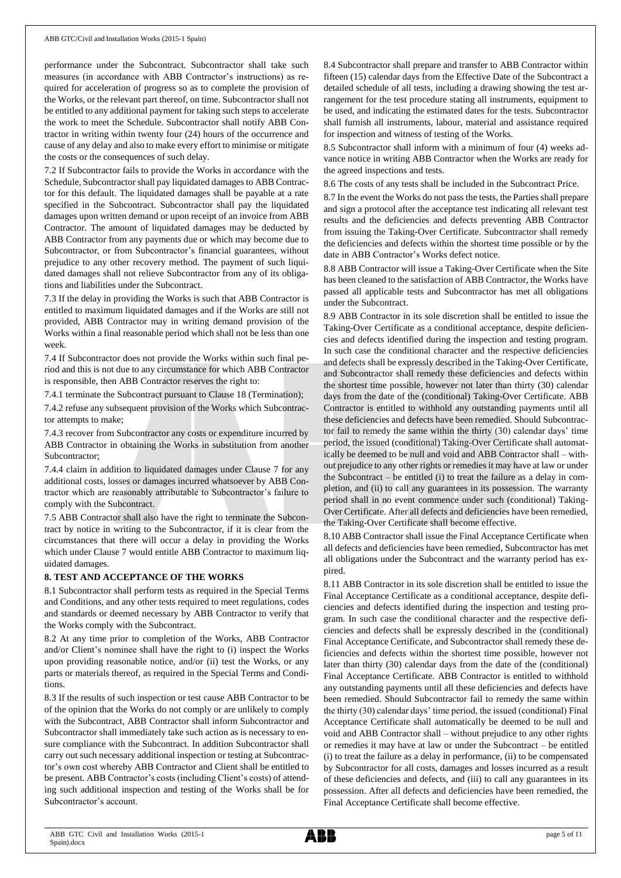performance under the Subcontract. Subcontractor shall take such measures (in accordance with ABB Contractor's instructions) as required for acceleration of progress so as to complete the provision of the Works, or the relevant part thereof, on time. Subcontractor shall not be entitled to any additional payment for taking such steps to accelerate the work to meet the Schedule. Subcontractor shall notify ABB Contractor in writing within twenty four (24) hours of the occurrence and cause of any delay and also to make every effort to minimise or mitigate the costs or the consequences of such delay.

7.2 If Subcontractor fails to provide the Works in accordance with the Schedule, Subcontractor shall pay liquidated damages to ABB Contractor for this default. The liquidated damages shall be payable at a rate specified in the Subcontract. Subcontractor shall pay the liquidated damages upon written demand or upon receipt of an invoice from ABB Contractor. The amount of liquidated damages may be deducted by ABB Contractor from any payments due or which may become due to Subcontractor, or from Subcontractor's financial guarantees, without prejudice to any other recovery method. The payment of such liquidated damages shall not relieve Subcontractor from any of its obligations and liabilities under the Subcontract.

7.3 If the delay in providing the Works is such that ABB Contractor is entitled to maximum liquidated damages and if the Works are still not provided, ABB Contractor may in writing demand provision of the Works within a final reasonable period which shall not be less than one week.

7.4 If Subcontractor does not provide the Works within such final period and this is not due to any circumstance for which ABB Contractor is responsible, then ABB Contractor reserves the right to:

7.4.1 terminate the Subcontract pursuant to Clause 18 (Termination);

7.4.2 refuse any subsequent provision of the Works which Subcontractor attempts to make;

7.4.3 recover from Subcontractor any costs or expenditure incurred by ABB Contractor in obtaining the Works in substitution from another Subcontractor;

7.4.4 claim in addition to liquidated damages under Clause 7 for any additional costs, losses or damages incurred whatsoever by ABB Contractor which are reasonably attributable to Subcontractor's failure to comply with the Subcontract.

7.5 ABB Contractor shall also have the right to terminate the Subcontract by notice in writing to the Subcontractor, if it is clear from the circumstances that there will occur a delay in providing the Works which under Clause 7 would entitle ABB Contractor to maximum liquidated damages.

## 8. TEST AND ACCEPTANCE OF THE WORKS

8.1 Subcontractor shall perform tests as required in the Special Terms and Conditions, and any other tests required to meet regulations, codes and standards or deemed necessary by ABB Contractor to verify that the Works comply with the Subcontract.

8.2 At any time prior to completion of the Works, ABB Contractor and/or Client's nominee shall have the right to (i) inspect the Works upon providing reasonable notice, and/or (ii) test the Works, or any parts or materials thereof, as required in the Special Terms and Conditions.

8.3 If the results of such inspection or test cause ABB Contractor to be of the opinion that the Works do not comply or are unlikely to comply with the Subcontract, ABB Contractor shall inform Subcontractor and Subcontractor shall immediately take such action as is necessary to ensure compliance with the Subcontract. In addition Subcontractor shall carry out such necessary additional inspection or testing at Subcontractor's own cost whereby ABB Contractor and Client shall be entitled to be present. ABB Contractor's costs (including Client's costs) of attending such additional inspection and testing of the Works shall be for Subcontractor's account.

8.4 Subcontractor shall prepare and transfer to ABB Contractor within fifteen (15) calendar days from the Effective Date of the Subcontract a detailed schedule of all tests, including a drawing showing the test arrangement for the test procedure stating all instruments, equipment to be used, and indicating the estimated dates for the tests. Subcontractor shall furnish all instruments, labour, material and assistance required for inspection and witness of testing of the Works.

8.5 Subcontractor shall inform with a minimum of four (4) weeks advance notice in writing ABB Contractor when the Works are ready for the agreed inspections and tests.

8.6 The costs of any tests shall be included in the Subcontract Price.

8.7 In the event the Works do not pass the tests, the Parties shall prepare and sign a protocol after the acceptance test indicating all relevant test results and the deficiencies and defects preventing ABB Contractor from issuing the Taking-Over Certificate. Subcontractor shall remedy the deficiencies and defects within the shortest time possible or by the date in ABB Contractor's Works defect notice.

8.8 ABB Contractor will issue a Taking-Over Certificate when the Site has been cleaned to the satisfaction of ABB Contractor, the Works have passed all applicable tests and Subcontractor has met all obligations under the Subcontract.

8.9 ABB Contractor in its sole discretion shall be entitled to issue the Taking-Over Certificate as a conditional acceptance, despite deficiencies and defects identified during the inspection and testing program. In such case the conditional character and the respective deficiencies and defects shall be expressly described in the Taking-Over Certificate, and Subcontractor shall remedy these deficiencies and defects within the shortest time possible, however not later than thirty (30) calendar days from the date of the (conditional) Taking-Over Certificate. ABB Contractor is entitled to withhold any outstanding payments until all these deficiencies and defects have been remedied. Should Subcontractor fail to remedy the same within the thirty (30) calendar days' time period, the issued (conditional) Taking-Over Certificate shall automatically be deemed to be null and void and ABB Contractor shall – without prejudice to any other rights or remedies it may have at law or under the Subcontract – be entitled (i) to treat the failure as a delay in completion, and (ii) to call any guarantees in its possession. The warranty period shall in no event commence under such (conditional) Taking-Over Certificate. After all defects and deficiencies have been remedied, the Taking-Over Certificate shall become effective.

8.10 ABB Contractor shall issue the Final Acceptance Certificate when all defects and deficiencies have been remedied, Subcontractor has met all obligations under the Subcontract and the warranty period has expired.

8.11 ABB Contractor in its sole discretion shall be entitled to issue the Final Acceptance Certificate as a conditional acceptance, despite deficiencies and defects identified during the inspection and testing program. In such case the conditional character and the respective deficiencies and defects shall be expressly described in the (conditional) Final Acceptance Certificate, and Subcontractor shall remedy these deficiencies and defects within the shortest time possible, however not later than thirty (30) calendar days from the date of the (conditional) Final Acceptance Certificate. ABB Contractor is entitled to withhold any outstanding payments until all these deficiencies and defects have been remedied. Should Subcontractor fail to remedy the same within the thirty (30) calendar days' time period, the issued (conditional) Final Acceptance Certificate shall automatically be deemed to be null and void and ABB Contractor shall – without prejudice to any other rights or remedies it may have at law or under the Subcontract – be entitled (i) to treat the failure as a delay in performance, (ii) to be compensated by Subcontractor for all costs, damages and losses incurred as a result of these deficiencies and defects, and (iii) to call any guarantees in its possession. After all defects and deficiencies have been remedied, the Final Acceptance Certificate shall become effective.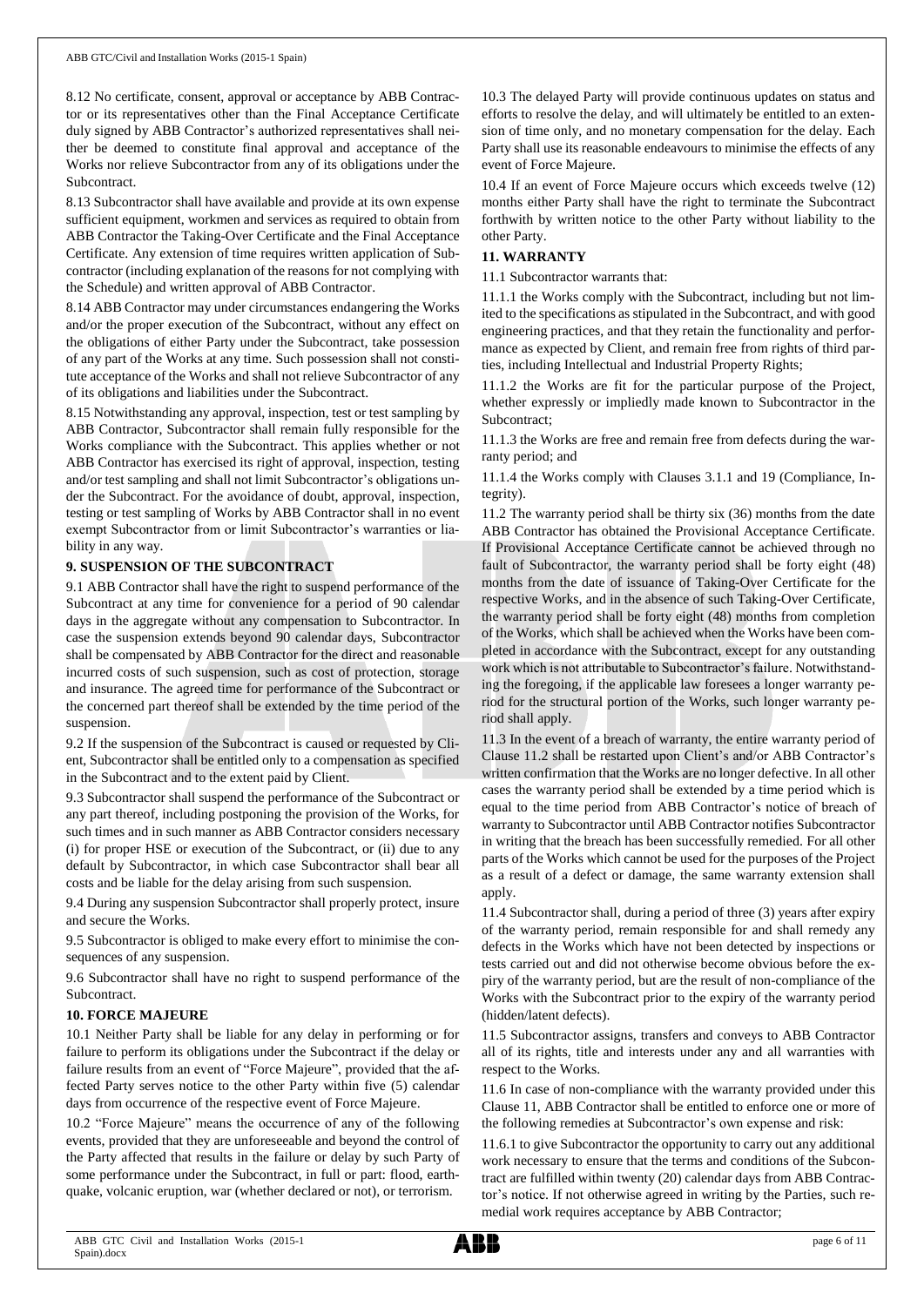8.12 No certificate, consent, approval or acceptance by ABB Contractor or its representatives other than the Final Acceptance Certificate duly signed by ABB Contractor's authorized representatives shall neither be deemed to constitute final approval and acceptance of the Works nor relieve Subcontractor from any of its obligations under the Subcontract.

8.13 Subcontractor shall have available and provide at its own expense sufficient equipment, workmen and services as required to obtain from ABB Contractor the Taking-Over Certificate and the Final Acceptance Certificate. Any extension of time requires written application of Subcontractor (including explanation of the reasons for not complying with the Schedule) and written approval of ABB Contractor.

8.14 ABB Contractor may under circumstances endangering the Works and/or the proper execution of the Subcontract, without any effect on the obligations of either Party under the Subcontract, take possession of any part of the Works at any time. Such possession shall not constitute acceptance of the Works and shall not relieve Subcontractor of any of its obligations and liabilities under the Subcontract.

8.15 Notwithstanding any approval, inspection, test or test sampling by ABB Contractor, Subcontractor shall remain fully responsible for the Works compliance with the Subcontract. This applies whether or not ABB Contractor has exercised its right of approval, inspection, testing and/or test sampling and shall not limit Subcontractor's obligations under the Subcontract. For the avoidance of doubt, approval, inspection, testing or test sampling of Works by ABB Contractor shall in no event exempt Subcontractor from or limit Subcontractor's warranties or liability in any way.

**9. SUSPENSION OF THE SUBCONTRACT**

9.1 ABB Contractor shall have the right to suspend performance of the Subcontract at any time for convenience for a period of 90 calendar days in the aggregate without any compensation to Subcontractor. In case the suspension extends beyond 90 calendar days, Subcontractor shall be compensated by ABB Contractor for the direct and reasonable incurred costs of such suspension, such as cost of protection, storage and insurance. The agreed time for performance of the Subcontract or the concerned part thereof shall be extended by the time period of the suspension.

9.2 If the suspension of the Subcontract is caused or requested by Client, Subcontractor shall be entitled only to a compensation as specified in the Subcontract and to the extent paid by Client.

9.3 Subcontractor shall suspend the performance of the Subcontract or any part thereof, including postponing the provision of the Works, for such times and in such manner as ABB Contractor considers necessary (i) for proper HSE or execution of the Subcontract, or (ii) due to any default by Subcontractor, in which case Subcontractor shall bear all costs and be liable for the delay arising from such suspension.

9.4 During any suspension Subcontractor shall properly protect, insure and secure the Works.

9.5 Subcontractor is obliged to make every effort to minimise the consequences of any suspension.

9.6 Subcontractor shall have no right to suspend performance of the Subcontract.

**10. FORCE MAJEURE**

10.1 Neither Party shall be liable for any delay in performing or for failure to perform its obligations under the Subcontract if the delay or failure results from an event of "Force Majeure", provided that the affected Party serves notice to the other Party within five (5) calendar days from occurrence of the respective event of Force Majeure.

10.2 "Force Majeure" means the occurrence of any of the following events, provided that they are unforeseeable and beyond the control of the Party affected that results in the failure or delay by such Party of some performance under the Subcontract, in full or part: flood, earthquake, volcanic eruption, war (whether declared or not), or terrorism.

10.3 The delayed Party will provide continuous updates on status and efforts to resolve the delay, and will ultimately be entitled to an extension of time only, and no monetary compensation for the delay. Each Party shall use its reasonable endeavours to minimise the effects of any event of Force Majeure.

10.4 If an event of Force Majeure occurs which exceeds twelve (12) months either Party shall have the right to terminate the Subcontract forthwith by written notice to the other Party without liability to the other Party.

**11. WARRANTY**

11.1 Subcontractor warrants that:

11.1.1 the Works comply with the Subcontract, including but not limited to the specifications as stipulated in the Subcontract, and with good engineering practices, and that they retain the functionality and performance as expected by Client, and remain free from rights of third parties, including Intellectual and Industrial Property Rights;

11.1.2 the Works are fit for the particular purpose of the Project, whether expressly or impliedly made known to Subcontractor in the Subcontract;

11.1.3 the Works are free and remain free from defects during the warranty period; and

11.1.4 the Works comply with Clauses 3.1.1 and 19 (Compliance, Integrity).

11.2 The warranty period shall be thirty six (36) months from the date ABB Contractor has obtained the Provisional Acceptance Certificate. If Provisional Acceptance Certificate cannot be achieved through no fault of Subcontractor, the warranty period shall be forty eight (48) months from the date of issuance of Taking-Over Certificate for the respective Works, and in the absence of such Taking-Over Certificate, the warranty period shall be forty eight (48) months from completion of the Works, which shall be achieved when the Works have been completed in accordance with the Subcontract, except for any outstanding work which is not attributable to Subcontractor's failure. Notwithstanding the foregoing, if the applicable law foresees a longer warranty period for the structural portion of the Works, such longer warranty period shall apply.

11.3 In the event of a breach of warranty, the entire warranty period of Clause 11.2 shall be restarted upon Client's and/or ABB Contractor's written confirmation that the Works are no longer defective. In all other cases the warranty period shall be extended by a time period which is equal to the time period from ABB Contractor's notice of breach of warranty to Subcontractor until ABB Contractor notifies Subcontractor in writing that the breach has been successfully remedied. For all other parts of the Works which cannot be used for the purposes of the Project as a result of a defect or damage, the same warranty extension shall apply.

11.4 Subcontractor shall, during a period of three (3) years after expiry of the warranty period, remain responsible for and shall remedy any defects in the Works which have not been detected by inspections or tests carried out and did not otherwise become obvious before the expiry of the warranty period, but are the result of non-compliance of the Works with the Subcontract prior to the expiry of the warranty period (hidden/latent defects).

11.5 Subcontractor assigns, transfers and conveys to ABB Contractor all of its rights, title and interests under any and all warranties with respect to the Works.

11.6 In case of non-compliance with the warranty provided under this Clause 11, ABB Contractor shall be entitled to enforce one or more of the following remedies at Subcontractor's own expense and risk:

11.6.1 to give Subcontractor the opportunity to carry out any additional work necessary to ensure that the terms and conditions of the Subcontract are fulfilled within twenty (20) calendar days from ABB Contractor's notice. If not otherwise agreed in writing by the Parties, such remedial work requires acceptance by ABB Contractor;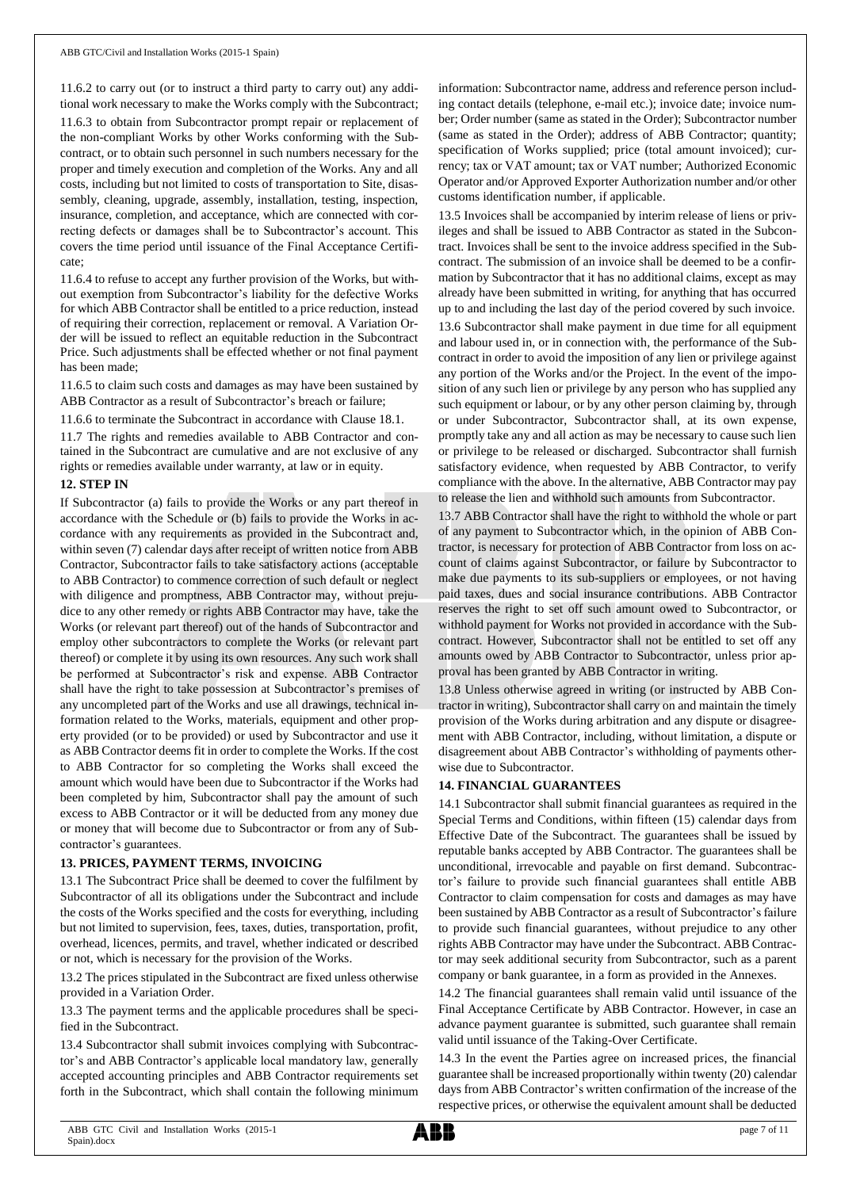11.6.2 to carry out (or to instruct a third party to carry out) any additional work necessary to make the Works comply with the Subcontract;

11.6.3 to obtain from Subcontractor prompt repair or replacement of the non-compliant Works by other Works conforming with the Subcontract, or to obtain such personnel in such numbers necessary for the proper and timely execution and completion of the Works. Any and all costs, including but not limited to costs of transportation to Site, disassembly, cleaning, upgrade, assembly, installation, testing, inspection, insurance, completion, and acceptance, which are connected with correcting defects or damages shall be to Subcontractor's account. This covers the time period until issuance of the Final Acceptance Certificate;

11.6.4 to refuse to accept any further provision of the Works, but without exemption from Subcontractor's liability for the defective Works for which ABB Contractor shall be entitled to a price reduction, instead of requiring their correction, replacement or removal. A Variation Order will be issued to reflect an equitable reduction in the Subcontract Price. Such adjustments shall be effected whether or not final payment has been made;

11.6.5 to claim such costs and damages as may have been sustained by ABB Contractor as a result of Subcontractor's breach or failure;

11.6.6 to terminate the Subcontract in accordance with Clause 18.1.

11.7 The rights and remedies available to ABB Contractor and contained in the Subcontract are cumulative and are not exclusive of any rights or remedies available under warranty, at law or in equity.

**12. STEP IN**

If Subcontractor (a) fails to provide the Works or any part thereof in accordance with the Schedule or (b) fails to provide the Works in accordance with any requirements as provided in the Subcontract and, within seven (7) calendar days after receipt of written notice from ABB Contractor, Subcontractor fails to take satisfactory actions (acceptable to ABB Contractor) to commence correction of such default or neglect with diligence and promptness, ABB Contractor may, without prejudice to any other remedy or rights ABB Contractor may have, take the Works (or relevant part thereof) out of the hands of Subcontractor and employ other subcontractors to complete the Works (or relevant part thereof) or complete it by using its own resources. Any such work shall be performed at Subcontractor's risk and expense. ABB Contractor shall have the right to take possession at Subcontractor's premises of any uncompleted part of the Works and use all drawings, technical information related to the Works, materials, equipment and other property provided (or to be provided) or used by Subcontractor and use it as ABB Contractor deems fit in order to complete the Works. If the cost to ABB Contractor for so completing the Works shall exceed the amount which would have been due to Subcontractor if the Works had been completed by him, Subcontractor shall pay the amount of such excess to ABB Contractor or it will be deducted from any money due or money that will become due to Subcontractor or from any of Subcontractor's guarantees.

**13. PRICES, PAYMENT TERMS, INVOICING**

13.1 The Subcontract Price shall be deemed to cover the fulfilment by Subcontractor of all its obligations under the Subcontract and include the costs of the Works specified and the costs for everything, including but not limited to supervision, fees, taxes, duties, transportation, profit, overhead, licences, permits, and travel, whether indicated or described or not, which is necessary for the provision of the Works.

13.2 The prices stipulated in the Subcontract are fixed unless otherwise provided in a Variation Order.

13.3 The payment terms and the applicable procedures shall be specified in the Subcontract.

13.4 Subcontractor shall submit invoices complying with Subcontractor's and ABB Contractor's applicable local mandatory law, generally accepted accounting principles and ABB Contractor requirements set forth in the Subcontract, which shall contain the following minimum information: Subcontractor name, address and reference person including contact details (telephone, e-mail etc.); invoice date; invoice number; Order number (same as stated in the Order); Subcontractor number (same as stated in the Order); address of ABB Contractor; quantity; specification of Works supplied; price (total amount invoiced); currency; tax or VAT amount; tax or VAT number; Authorized Economic Operator and/or Approved Exporter Authorization number and/or other customs identification number, if applicable.

13.5 Invoices shall be accompanied by interim release of liens or privileges and shall be issued to ABB Contractor as stated in the Subcontract. Invoices shall be sent to the invoice address specified in the Subcontract. The submission of an invoice shall be deemed to be a confirmation by Subcontractor that it has no additional claims, except as may already have been submitted in writing, for anything that has occurred up to and including the last day of the period covered by such invoice.

13.6 Subcontractor shall make payment in due time for all equipment and labour used in, or in connection with, the performance of the Subcontract in order to avoid the imposition of any lien or privilege against any portion of the Works and/or the Project. In the event of the imposition of any such lien or privilege by any person who has supplied any such equipment or labour, or by any other person claiming by, through or under Subcontractor, Subcontractor shall, at its own expense, promptly take any and all action as may be necessary to cause such lien or privilege to be released or discharged. Subcontractor shall furnish satisfactory evidence, when requested by ABB Contractor, to verify compliance with the above. In the alternative, ABB Contractor may pay to release the lien and withhold such amounts from Subcontractor.

13.7 ABB Contractor shall have the right to withhold the whole or part of any payment to Subcontractor which, in the opinion of ABB Contractor, is necessary for protection of ABB Contractor from loss on account of claims against Subcontractor, or failure by Subcontractor to make due payments to its sub-suppliers or employees, or not having paid taxes, dues and social insurance contributions. ABB Contractor reserves the right to set off such amount owed to Subcontractor, or withhold payment for Works not provided in accordance with the Subcontract. However, Subcontractor shall not be entitled to set off any amounts owed by ABB Contractor to Subcontractor, unless prior approval has been granted by ABB Contractor in writing.

13.8 Unless otherwise agreed in writing (or instructed by ABB Contractor in writing), Subcontractor shall carry on and maintain the timely provision of the Works during arbitration and any dispute or disagreement with ABB Contractor, including, without limitation, a dispute or disagreement about ABB Contractor's withholding of payments otherwise due to Subcontractor.

**14. FINANCIAL GUARANTEES**

14.1 Subcontractor shall submit financial guarantees as required in the Special Terms and Conditions, within fifteen (15) calendar days from Effective Date of the Subcontract. The guarantees shall be issued by reputable banks accepted by ABB Contractor. The guarantees shall be unconditional, irrevocable and payable on first demand. Subcontractor's failure to provide such financial guarantees shall entitle ABB Contractor to claim compensation for costs and damages as may have been sustained by ABB Contractor as a result of Subcontractor's failure to provide such financial guarantees, without prejudice to any other rights ABB Contractor may have under the Subcontract. ABB Contractor may seek additional security from Subcontractor, such as a parent company or bank guarantee, in a form as provided in the Annexes.

14.2 The financial guarantees shall remain valid until issuance of the Final Acceptance Certificate by ABB Contractor. However, in case an advance payment guarantee is submitted, such guarantee shall remain valid until issuance of the Taking-Over Certificate.

14.3 In the event the Parties agree on increased prices, the financial guarantee shall be increased proportionally within twenty (20) calendar days from ABB Contractor's written confirmation of the increase of the respective prices, or otherwise the equivalent amount shall be deducted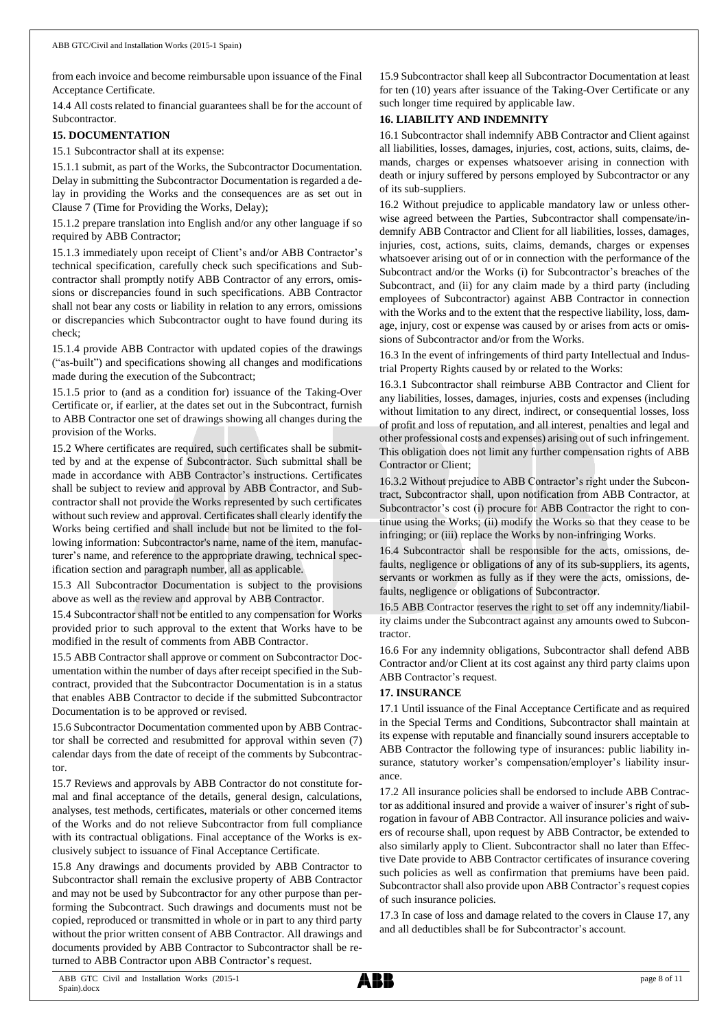from each invoice and become reimbursable upon issuance of the Final Acceptance Certificate.

14.4 All costs related to financial guarantees shall be for the account of Subcontractor.

**15. DOCUMENTATION**

15.1 Subcontractor shall at its expense:

15.1.1 submit, as part of the Works, the Subcontractor Documentation. Delay in submitting the Subcontractor Documentation is regarded a delay in providing the Works and the consequences are as set out in Clause 7 (Time for Providing the Works, Delay);

15.1.2 prepare translation into English and/or any other language if so required by ABB Contractor;

15.1.3 immediately upon receipt of Client's and/or ABB Contractor's technical specification, carefully check such specifications and Subcontractor shall promptly notify ABB Contractor of any errors, omissions or discrepancies found in such specifications. ABB Contractor shall not bear any costs or liability in relation to any errors, omissions or discrepancies which Subcontractor ought to have found during its check;

15.1.4 provide ABB Contractor with updated copies of the drawings ("as-built") and specifications showing all changes and modifications made during the execution of the Subcontract;

15.1.5 prior to (and as a condition for) issuance of the Taking-Over Certificate or, if earlier, at the dates set out in the Subcontract, furnish to ABB Contractor one set of drawings showing all changes during the provision of the Works.

15.2 Where certificates are required, such certificates shall be submitted by and at the expense of Subcontractor. Such submittal shall be made in accordance with ABB Contractor's instructions. Certificates shall be subject to review and approval by ABB Contractor, and Subcontractor shall not provide the Works represented by such certificates without such review and approval. Certificates shall clearly identify the Works being certified and shall include but not be limited to the following information: Subcontractor's name, name of the item, manufacturer's name, and reference to the appropriate drawing, technical specification section and paragraph number, all as applicable.

15.3 All Subcontractor Documentation is subject to the provisions above as well as the review and approval by ABB Contractor.

15.4 Subcontractor shall not be entitled to any compensation for Works provided prior to such approval to the extent that Works have to be modified in the result of comments from ABB Contractor.

15.5 ABB Contractor shall approve or comment on Subcontractor Documentation within the number of days after receipt specified in the Subcontract, provided that the Subcontractor Documentation is in a status that enables ABB Contractor to decide if the submitted Subcontractor Documentation is to be approved or revised.

15.6 Subcontractor Documentation commented upon by ABB Contractor shall be corrected and resubmitted for approval within seven (7) calendar days from the date of receipt of the comments by Subcontractor.

15.7 Reviews and approvals by ABB Contractor do not constitute formal and final acceptance of the details, general design, calculations, analyses, test methods, certificates, materials or other concerned items of the Works and do not relieve Subcontractor from full compliance with its contractual obligations. Final acceptance of the Works is exclusively subject to issuance of Final Acceptance Certificate.

15.8 Any drawings and documents provided by ABB Contractor to Subcontractor shall remain the exclusive property of ABB Contractor and may not be used by Subcontractor for any other purpose than performing the Subcontract. Such drawings and documents must not be copied, reproduced or transmitted in whole or in part to any third party without the prior written consent of ABB Contractor. All drawings and documents provided by ABB Contractor to Subcontractor shall be returned to ABB Contractor upon ABB Contractor's request.

15.9 Subcontractor shall keep all Subcontractor Documentation at least for ten (10) years after issuance of the Taking-Over Certificate or any such longer time required by applicable law.

**16. LIABILITY AND INDEMNITY**

16.1 Subcontractor shall indemnify ABB Contractor and Client against all liabilities, losses, damages, injuries, cost, actions, suits, claims, demands, charges or expenses whatsoever arising in connection with death or injury suffered by persons employed by Subcontractor or any of its sub-suppliers.

16.2 Without prejudice to applicable mandatory law or unless otherwise agreed between the Parties, Subcontractor shall compensate/indemnify ABB Contractor and Client for all liabilities, losses, damages, injuries, cost, actions, suits, claims, demands, charges or expenses whatsoever arising out of or in connection with the performance of the Subcontract and/or the Works (i) for Subcontractor's breaches of the Subcontract, and (ii) for any claim made by a third party (including employees of Subcontractor) against ABB Contractor in connection with the Works and to the extent that the respective liability, loss, damage, injury, cost or expense was caused by or arises from acts or omissions of Subcontractor and/or from the Works.

16.3 In the event of infringements of third party Intellectual and Industrial Property Rights caused by or related to the Works:

16.3.1 Subcontractor shall reimburse ABB Contractor and Client for any liabilities, losses, damages, injuries, costs and expenses (including without limitation to any direct, indirect, or consequential losses, loss of profit and loss of reputation, and all interest, penalties and legal and other professional costs and expenses) arising out of such infringement. This obligation does not limit any further compensation rights of ABB Contractor or Client;

16.3.2 Without prejudice to ABB Contractor's right under the Subcontract, Subcontractor shall, upon notification from ABB Contractor, at Subcontractor's cost (i) procure for ABB Contractor the right to continue using the Works; (ii) modify the Works so that they cease to be infringing; or (iii) replace the Works by non-infringing Works.

16.4 Subcontractor shall be responsible for the acts, omissions, defaults, negligence or obligations of any of its sub-suppliers, its agents, servants or workmen as fully as if they were the acts, omissions, defaults, negligence or obligations of Subcontractor.

16.5 ABB Contractor reserves the right to set off any indemnity/liability claims under the Subcontract against any amounts owed to Subcontractor.

16.6 For any indemnity obligations, Subcontractor shall defend ABB Contractor and/or Client at its cost against any third party claims upon ABB Contractor's request.

**17. INSURANCE**

17.1 Until issuance of the Final Acceptance Certificate and as required in the Special Terms and Conditions, Subcontractor shall maintain at its expense with reputable and financially sound insurers acceptable to ABB Contractor the following type of insurances: public liability insurance, statutory worker's compensation/employer's liability insurance.

17.2 All insurance policies shall be endorsed to include ABB Contractor as additional insured and provide a waiver of insurer's right of subrogation in favour of ABB Contractor. All insurance policies and waivers of recourse shall, upon request by ABB Contractor, be extended to also similarly apply to Client. Subcontractor shall no later than Effective Date provide to ABB Contractor certificates of insurance covering such policies as well as confirmation that premiums have been paid. Subcontractor shall also provide upon ABB Contractor's request copies of such insurance policies.

17.3 In case of loss and damage related to the covers in Clause 17, any and all deductibles shall be for Subcontractor's account.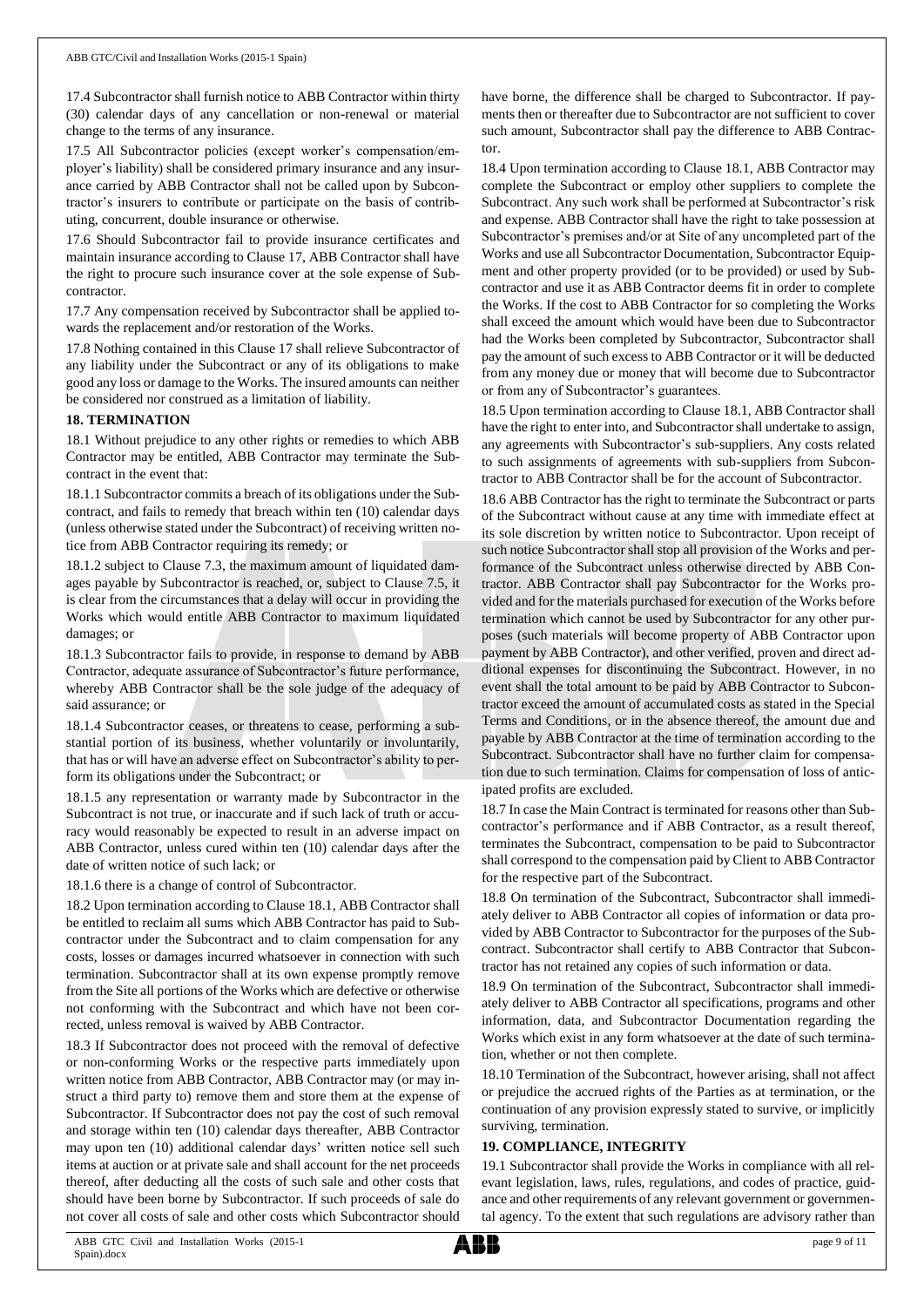17.4 Subcontractor shall furnish notice to ABB Contractor within thirty (30) calendar days of any cancellation or non-renewal or material change to the terms of any insurance.

17.5 All Subcontractor policies (except worker's compensation/employer's liability) shall be considered primary insurance and any insurance carried by ABB Contractor shall not be called upon by Subcontractor's insurers to contribute or participate on the basis of contributing, concurrent, double insurance or otherwise.

17.6 Should Subcontractor fail to provide insurance certificates and maintain insurance according to Clause 17, ABB Contractor shall have the right to procure such insurance cover at the sole expense of Subcontractor.

17.7 Any compensation received by Subcontractor shall be applied towards the replacement and/or restoration of the Works.

17.8 Nothing contained in this Clause 17 shall relieve Subcontractor of any liability under the Subcontract or any of its obligations to make good any loss or damage to the Works. The insured amounts can neither be considered nor construed as a limitation of liability.

**18. TERMINATION**

18.1 Without prejudice to any other rights or remedies to which ABB Contractor may be entitled, ABB Contractor may terminate the Subcontract in the event that:

18.1.1 Subcontractor commits a breach of its obligations under the Subcontract, and fails to remedy that breach within ten (10) calendar days (unless otherwise stated under the Subcontract) of receiving written notice from ABB Contractor requiring its remedy; or

18.1.2 subject to Clause 7.3, the maximum amount of liquidated damages payable by Subcontractor is reached, or, subject to Clause 7.5, it is clear from the circumstances that a delay will occur in providing the Works which would entitle ABB Contractor to maximum liquidated damages; or

18.1.3 Subcontractor fails to provide, in response to demand by ABB Contractor, adequate assurance of Subcontractor's future performance, whereby ABB Contractor shall be the sole judge of the adequacy of said assurance; or

18.1.4 Subcontractor ceases, or threatens to cease, performing a substantial portion of its business, whether voluntarily or involuntarily, that has or will have an adverse effect on Subcontractor's ability to perform its obligations under the Subcontract; or

18.1.5 any representation or warranty made by Subcontractor in the Subcontract is not true, or inaccurate and if such lack of truth or accuracy would reasonably be expected to result in an adverse impact on ABB Contractor, unless cured within ten (10) calendar days after the date of written notice of such lack; or

18.1.6 there is a change of control of Subcontractor.

18.2 Upon termination according to Clause 18.1, ABB Contractor shall be entitled to reclaim all sums which ABB Contractor has paid to Subcontractor under the Subcontract and to claim compensation for any costs, losses or damages incurred whatsoever in connection with such termination. Subcontractor shall at its own expense promptly remove from the Site all portions of the Works which are defective or otherwise not conforming with the Subcontract and which have not been corrected, unless removal is waived by ABB Contractor.

18.3 If Subcontractor does not proceed with the removal of defective or non-conforming Works or the respective parts immediately upon written notice from ABB Contractor, ABB Contractor may (or may instruct a third party to) remove them and store them at the expense of Subcontractor. If Subcontractor does not pay the cost of such removal and storage within ten (10) calendar days thereafter, ABB Contractor may upon ten (10) additional calendar days' written notice sell such items at auction or at private sale and shall account for the net proceeds thereof, after deducting all the costs of such sale and other costs that should have been borne by Subcontractor. If such proceeds of sale do not cover all costs of sale and other costs which Subcontractor should have borne, the difference shall be charged to Subcontractor. If payments then or thereafter due to Subcontractor are not sufficient to cover such amount, Subcontractor shall pay the difference to ABB Contractor.

18.4 Upon termination according to Clause 18.1, ABB Contractor may complete the Subcontract or employ other suppliers to complete the Subcontract. Any such work shall be performed at Subcontractor's risk and expense. ABB Contractor shall have the right to take possession at Subcontractor's premises and/or at Site of any uncompleted part of the Works and use all Subcontractor Documentation, Subcontractor Equipment and other property provided (or to be provided) or used by Subcontractor and use it as ABB Contractor deems fit in order to complete the Works. If the cost to ABB Contractor for so completing the Works shall exceed the amount which would have been due to Subcontractor had the Works been completed by Subcontractor, Subcontractor shall pay the amount of such excess to ABB Contractor or it will be deducted from any money due or money that will become due to Subcontractor or from any of Subcontractor's guarantees.

18.5 Upon termination according to Clause 18.1, ABB Contractor shall have the right to enter into, and Subcontractor shall undertake to assign, any agreements with Subcontractor's sub-suppliers. Any costs related to such assignments of agreements with sub-suppliers from Subcontractor to ABB Contractor shall be for the account of Subcontractor.

18.6 ABB Contractor has the right to terminate the Subcontract or parts of the Subcontract without cause at any time with immediate effect at its sole discretion by written notice to Subcontractor. Upon receipt of such notice Subcontractor shall stop all provision of the Works and performance of the Subcontract unless otherwise directed by ABB Contractor. ABB Contractor shall pay Subcontractor for the Works provided and for the materials purchased for execution of the Works before termination which cannot be used by Subcontractor for any other purposes (such materials will become property of ABB Contractor upon payment by ABB Contractor), and other verified, proven and direct additional expenses for discontinuing the Subcontract. However, in no event shall the total amount to be paid by ABB Contractor to Subcontractor exceed the amount of accumulated costs as stated in the Special Terms and Conditions, or in the absence thereof, the amount due and payable by ABB Contractor at the time of termination according to the Subcontract. Subcontractor shall have no further claim for compensation due to such termination. Claims for compensation of loss of anticipated profits are excluded.

18.7 In case the Main Contract is terminated for reasons other than Subcontractor's performance and if ABB Contractor, as a result thereof, terminates the Subcontract, compensation to be paid to Subcontractor shall correspond to the compensation paid by Client to ABB Contractor for the respective part of the Subcontract.

18.8 On termination of the Subcontract, Subcontractor shall immediately deliver to ABB Contractor all copies of information or data provided by ABB Contractor to Subcontractor for the purposes of the Subcontract. Subcontractor shall certify to ABB Contractor that Subcontractor has not retained any copies of such information or data.

18.9 On termination of the Subcontract, Subcontractor shall immediately deliver to ABB Contractor all specifications, programs and other information, data, and Subcontractor Documentation regarding the Works which exist in any form whatsoever at the date of such termination, whether or not then complete.

18.10 Termination of the Subcontract, however arising, shall not affect or prejudice the accrued rights of the Parties as at termination, or the continuation of any provision expressly stated to survive, or implicitly surviving, termination.

**19. COMPLIANCE, INTEGRITY**

19.1 Subcontractor shall provide the Works in compliance with all relevant legislation, laws, rules, regulations, and codes of practice, guidance and other requirements of any relevant government or governmental agency. To the extent that such regulations are advisory rather than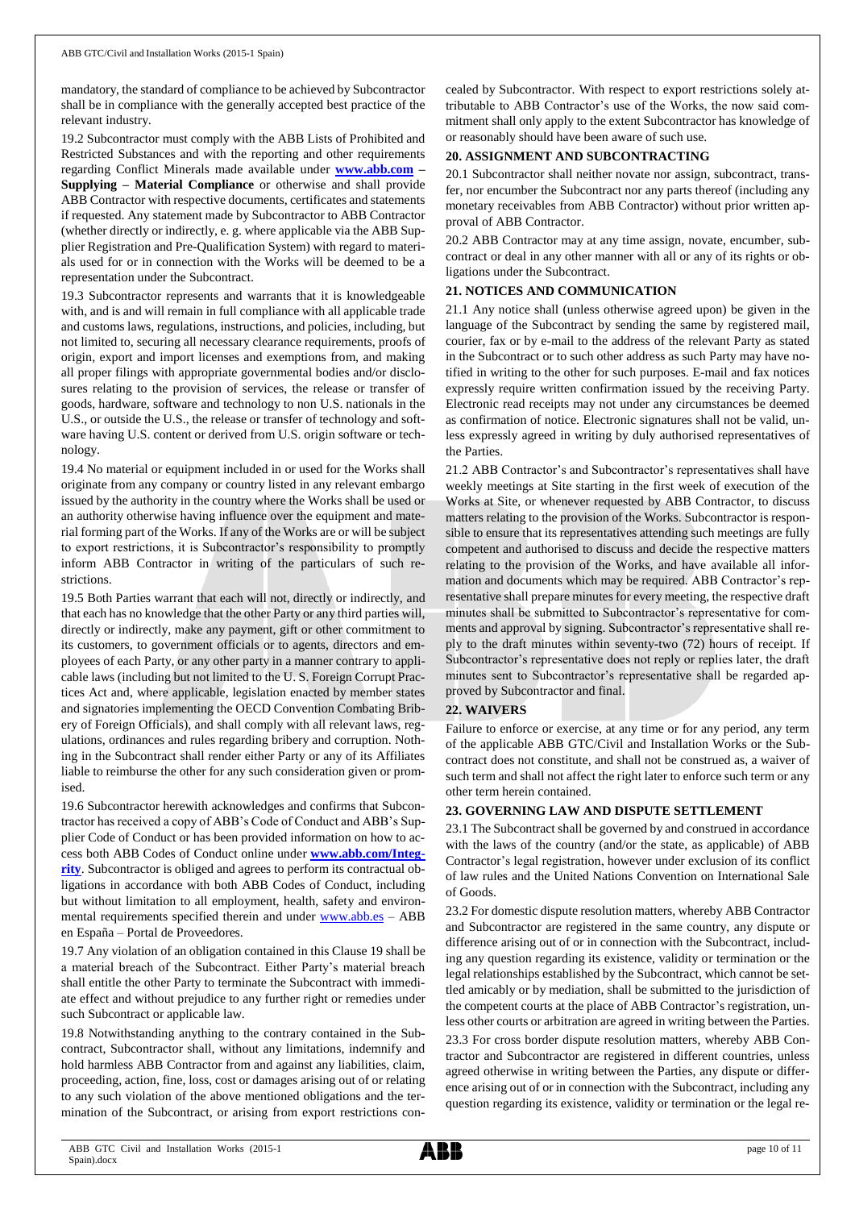mandatory, the standard of compliance to be achieved by Subcontractor shall be in compliance with the generally accepted best practice of the relevant industry.

19.2 Subcontractor must comply with the ABB Lists of Prohibited and Restricted Substances and with the reporting and other requirements regarding Conflict Minerals made available under **www.abb.com – Supplying – Material Compliance** or otherwise and shall provide ABB Contractor with respective documents, certificates and statements if requested. Any statement made by Subcontractor to ABB Contractor (whether directly or indirectly, e. g. where applicable via the ABB Supplier Registration and Pre-Qualification System) with regard to materials used for or in connection with the Works will be deemed to be a representation under the Subcontract.

19.3 Subcontractor represents and warrants that it is knowledgeable with, and is and will remain in full compliance with all applicable trade and customs laws, regulations, instructions, and policies, including, but not limited to, securing all necessary clearance requirements, proofs of origin, export and import licenses and exemptions from, and making all proper filings with appropriate governmental bodies and/or disclosures relating to the provision of services, the release or transfer of goods, hardware, software and technology to non U.S. nationals in the U.S., or outside the U.S., the release or transfer of technology and software having U.S. content or derived from U.S. origin software or technology.

19.4 No material or equipment included in or used for the Works shall originate from any company or country listed in any relevant embargo issued by the authority in the country where the Works shall be used or an authority otherwise having influence over the equipment and material forming part of the Works. If any of the Works are or will be subject to export restrictions, it is Subcontractor's responsibility to promptly inform ABB Contractor in writing of the particulars of such restrictions.

19.5 Both Parties warrant that each will not, directly or indirectly, and that each has no knowledge that the other Party or any third parties will, directly or indirectly, make any payment, gift or other commitment to its customers, to government officials or to agents, directors and employees of each Party, or any other party in a manner contrary to applicable laws (including but not limited to the U. S. Foreign Corrupt Practices Act and, where applicable, legislation enacted by member states and signatories implementing the OECD Convention Combating Bribery of Foreign Officials), and shall comply with all relevant laws, regulations, ordinances and rules regarding bribery and corruption. Nothing in the Subcontract shall render either Party or any of its Affiliates liable to reimburse the other for any such consideration given or promised.

19.6 Subcontractor herewith acknowledges and confirms that Subcontractor has received a copy of ABB's Code of Conduct and ABB's Supplier Code of Conduct or has been provided information on how to access both ABB Codes of Conduct online under **www.abb.com/Integrity**. Subcontractor is obliged and agrees to perform its contractual obligations in accordance with both ABB Codes of Conduct, including but without limitation to all employment, health, safety and environmental requirements specified therein and under www.abb.es – ABB en España – Portal de Proveedores.

19.7 Any violation of an obligation contained in this Clause 19 shall be a material breach of the Subcontract. Either Party's material breach shall entitle the other Party to terminate the Subcontract with immediate effect and without prejudice to any further right or remedies under such Subcontract or applicable law.

19.8 Notwithstanding anything to the contrary contained in the Subcontract, Subcontractor shall, without any limitations, indemnify and hold harmless ABB Contractor from and against any liabilities, claim, proceeding, action, fine, loss, cost or damages arising out of or relating to any such violation of the above mentioned obligations and the termination of the Subcontract, or arising from export restrictions concealed by Subcontractor. With respect to export restrictions solely attributable to ABB Contractor's use of the Works, the now said commitment shall only apply to the extent Subcontractor has knowledge of or reasonably should have been aware of such use.

**20. ASSIGNMENT AND SUBCONTRACTING**

20.1 Subcontractor shall neither novate nor assign, subcontract, transfer, nor encumber the Subcontract nor any parts thereof (including any monetary receivables from ABB Contractor) without prior written approval of ABB Contractor.

20.2 ABB Contractor may at any time assign, novate, encumber, subcontract or deal in any other manner with all or any of its rights or obligations under the Subcontract.

**21. NOTICES AND COMMUNICATION**

21.1 Any notice shall (unless otherwise agreed upon) be given in the language of the Subcontract by sending the same by registered mail, courier, fax or by e-mail to the address of the relevant Party as stated in the Subcontract or to such other address as such Party may have notified in writing to the other for such purposes. E-mail and fax notices expressly require written confirmation issued by the receiving Party. Electronic read receipts may not under any circumstances be deemed as confirmation of notice. Electronic signatures shall not be valid, unless expressly agreed in writing by duly authorised representatives of the Parties.

21.2 ABB Contractor's and Subcontractor's representatives shall have weekly meetings at Site starting in the first week of execution of the Works at Site, or whenever requested by ABB Contractor, to discuss matters relating to the provision of the Works. Subcontractor is responsible to ensure that its representatives attending such meetings are fully competent and authorised to discuss and decide the respective matters relating to the provision of the Works, and have available all information and documents which may be required. ABB Contractor's representative shall prepare minutes for every meeting, the respective draft minutes shall be submitted to Subcontractor's representative for comments and approval by signing. Subcontractor's representative shall reply to the draft minutes within seventy-two (72) hours of receipt. If Subcontractor's representative does not reply or replies later, the draft minutes sent to Subcontractor's representative shall be regarded approved by Subcontractor and final.

**22. WAIVERS**

Failure to enforce or exercise, at any time or for any period, any term of the applicable ABB GTC/Civil and Installation Works or the Subcontract does not constitute, and shall not be construed as, a waiver of such term and shall not affect the right later to enforce such term or any other term herein contained.

**23. GOVERNING LAW AND DISPUTE SETTLEMENT**

23.1 The Subcontract shall be governed by and construed in accordance with the laws of the country (and/or the state, as applicable) of ABB Contractor's legal registration, however under exclusion of its conflict of law rules and the United Nations Convention on International Sale of Goods.

23.2 For domestic dispute resolution matters, whereby ABB Contractor and Subcontractor are registered in the same country, any dispute or difference arising out of or in connection with the Subcontract, including any question regarding its existence, validity or termination or the legal relationships established by the Subcontract, which cannot be settled amicably or by mediation, shall be submitted to the jurisdiction of the competent courts at the place of ABB Contractor's registration, unless other courts or arbitration are agreed in writing between the Parties.

23.3 For cross border dispute resolution matters, whereby ABB Contractor and Subcontractor are registered in different countries, unless agreed otherwise in writing between the Parties, any dispute or difference arising out of or in connection with the Subcontract, including any question regarding its existence, validity or termination or the legal re-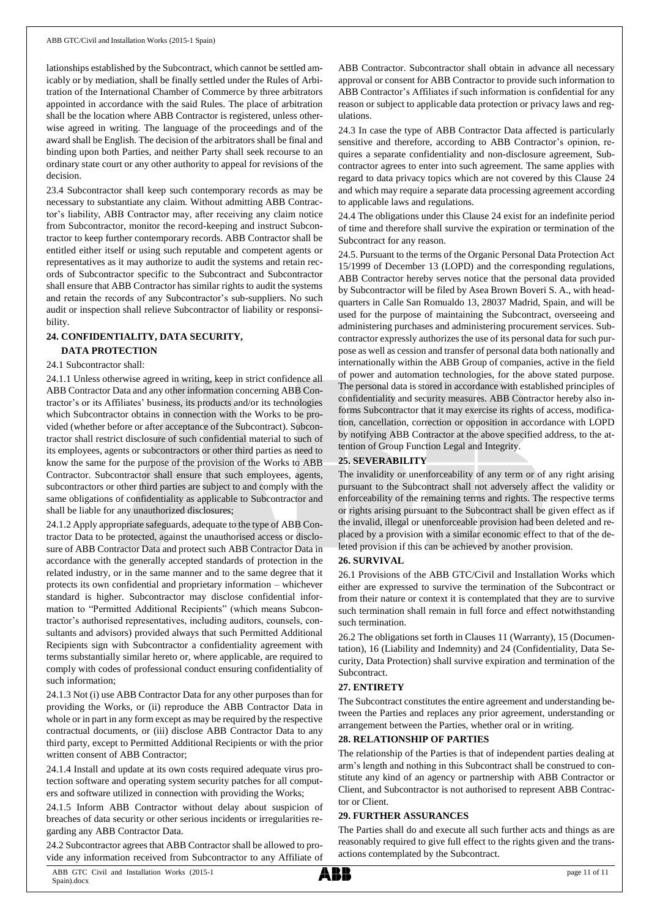lationships established by the Subcontract, which cannot be settled amicably or by mediation, shall be finally settled under the Rules of Arbitration of the International Chamber of Commerce by three arbitrators appointed in accordance with the said Rules. The place of arbitration shall be the location where ABB Contractor is registered, unless otherwise agreed in writing. The language of the proceedings and of the award shall be English. The decision of the arbitrators shall be final and binding upon both Parties, and neither Party shall seek recourse to an ordinary state court or any other authority to appeal for revisions of the decision.

23.4 Subcontractor shall keep such contemporary records as may be necessary to substantiate any claim. Without admitting ABB Contractor's liability, ABB Contractor may, after receiving any claim notice from Subcontractor, monitor the record-keeping and instruct Subcontractor to keep further contemporary records. ABB Contractor shall be entitled either itself or using such reputable and competent agents or representatives as it may authorize to audit the systems and retain records of Subcontractor specific to the Subcontract and Subcontractor shall ensure that ABB Contractor has similar rights to audit the systems and retain the records of any Subcontractor's sub-suppliers. No such audit or inspection shall relieve Subcontractor of liability or responsibility.

## 24. CONFIDENTIALITY, DATA SECURITY, DATA PROTECTION

24.1 Subcontractor shall:

24.1.1 Unless otherwise agreed in writing, keep in strict confidence all ABB Contractor Data and any other information concerning ABB Contractor's or its Affiliates' business, its products and/or its technologies which Subcontractor obtains in connection with the Works to be provided (whether before or after acceptance of the Subcontract). Subcontractor shall restrict disclosure of such confidential material to such of its employees, agents or subcontractors or other third parties as need to know the same for the purpose of the provision of the Works to ABB Contractor. Subcontractor shall ensure that such employees, agents, subcontractors or other third parties are subject to and comply with the same obligations of confidentiality as applicable to Subcontractor and shall be liable for any unauthorized disclosures;

24.1.2 Apply appropriate safeguards, adequate to the type of ABB Contractor Data to be protected, against the unauthorised access or disclosure of ABB Contractor Data and protect such ABB Contractor Data in accordance with the generally accepted standards of protection in the related industry, or in the same manner and to the same degree that it protects its own confidential and proprietary information – whichever standard is higher. Subcontractor may disclose confidential information to "Permitted Additional Recipients" (which means Subcontractor's authorised representatives, including auditors, counsels, consultants and advisors) provided always that such Permitted Additional Recipients sign with Subcontractor a confidentiality agreement with terms substantially similar hereto or, where applicable, are required to comply with codes of professional conduct ensuring confidentiality of such information;

24.1.3 Not (i) use ABB Contractor Data for any other purposes than for providing the Works, or (ii) reproduce the ABB Contractor Data in whole or in part in any form except as may be required by the respective contractual documents, or (iii) disclose ABB Contractor Data to any third party, except to Permitted Additional Recipients or with the prior written consent of ABB Contractor;

24.1.4 Install and update at its own costs required adequate virus protection software and operating system security patches for all computers and software utilized in connection with providing the Works;

24.1.5 Inform ABB Contractor without delay about suspicion of breaches of data security or other serious incidents or irregularities regarding any ABB Contractor Data.

24.2 Subcontractor agrees that ABB Contractor shall be allowed to provide any information received from Subcontractor to any Affiliate of ABB Contractor. Subcontractor shall obtain in advance all necessary approval or consent for ABB Contractor to provide such information to ABB Contractor's Affiliates if such information is confidential for any reason or subject to applicable data protection or privacy laws and regulations.

24.3 In case the type of ABB Contractor Data affected is particularly sensitive and therefore, according to ABB Contractor's opinion, requires a separate confidentiality and non-disclosure agreement, Subcontractor agrees to enter into such agreement. The same applies with regard to data privacy topics which are not covered by this Clause 24 and which may require a separate data processing agreement according to applicable laws and regulations.

24.4 The obligations under this Clause 24 exist for an indefinite period of time and therefore shall survive the expiration or termination of the Subcontract for any reason.

24.5. Pursuant to the terms of the Organic Personal Data Protection Act 15/1999 of December 13 (LOPD) and the corresponding regulations, ABB Contractor hereby serves notice that the personal data provided by Subcontractor will be filed by Asea Brown Boveri S. A., with headquarters in Calle San Romualdo 13, 28037 Madrid, Spain, and will be used for the purpose of maintaining the Subcontract, overseeing and administering purchases and administering procurement services. Subcontractor expressly authorizes the use of its personal data for such purpose as well as cession and transfer of personal data both nationally and internationally within the ABB Group of companies, active in the field of power and automation technologies, for the above stated purpose. The personal data is stored in accordance with established principles of confidentiality and security measures. ABB Contractor hereby also informs Subcontractor that it may exercise its rights of access, modification, cancellation, correction or opposition in accordance with LOPD by notifying ABB Contractor at the above specified address, to the attention of Group Function Legal and Integrity.

## 25. SEVERABILITY

The invalidity or unenforceability of any term or of any right arising pursuant to the Subcontract shall not adversely affect the validity or enforceability of the remaining terms and rights. The respective terms or rights arising pursuant to the Subcontract shall be given effect as if the invalid, illegal or unenforceable provision had been deleted and replaced by a provision with a similar economic effect to that of the deleted provision if this can be achieved by another provision.

## 26. SURVIVAL

26.1 Provisions of the ABB GTC/Civil and Installation Works which either are expressed to survive the termination of the Subcontract or from their nature or context it is contemplated that they are to survive such termination shall remain in full force and effect notwithstanding such termination.

26.2 The obligations set forth in Clauses 11 (Warranty), 15 (Documentation), 16 (Liability and Indemnity) and 24 (Confidentiality, Data Security, Data Protection) shall survive expiration and termination of the Subcontract.

## 27. ENTIRETY

The Subcontract constitutes the entire agreement and understanding between the Parties and replaces any prior agreement, understanding or arrangement between the Parties, whether oral or in writing.

## 28. RELATIONSHIP OF PARTIES

The relationship of the Parties is that of independent parties dealing at arm's length and nothing in this Subcontract shall be construed to constitute any kind of an agency or partnership with ABB Contractor or Client, and Subcontractor is not authorised to represent ABB Contractor or Client.

## 29. FURTHER ASSURANCES

The Parties shall do and execute all such further acts and things as are reasonably required to give full effect to the rights given and the transactions contemplated by the Subcontract.